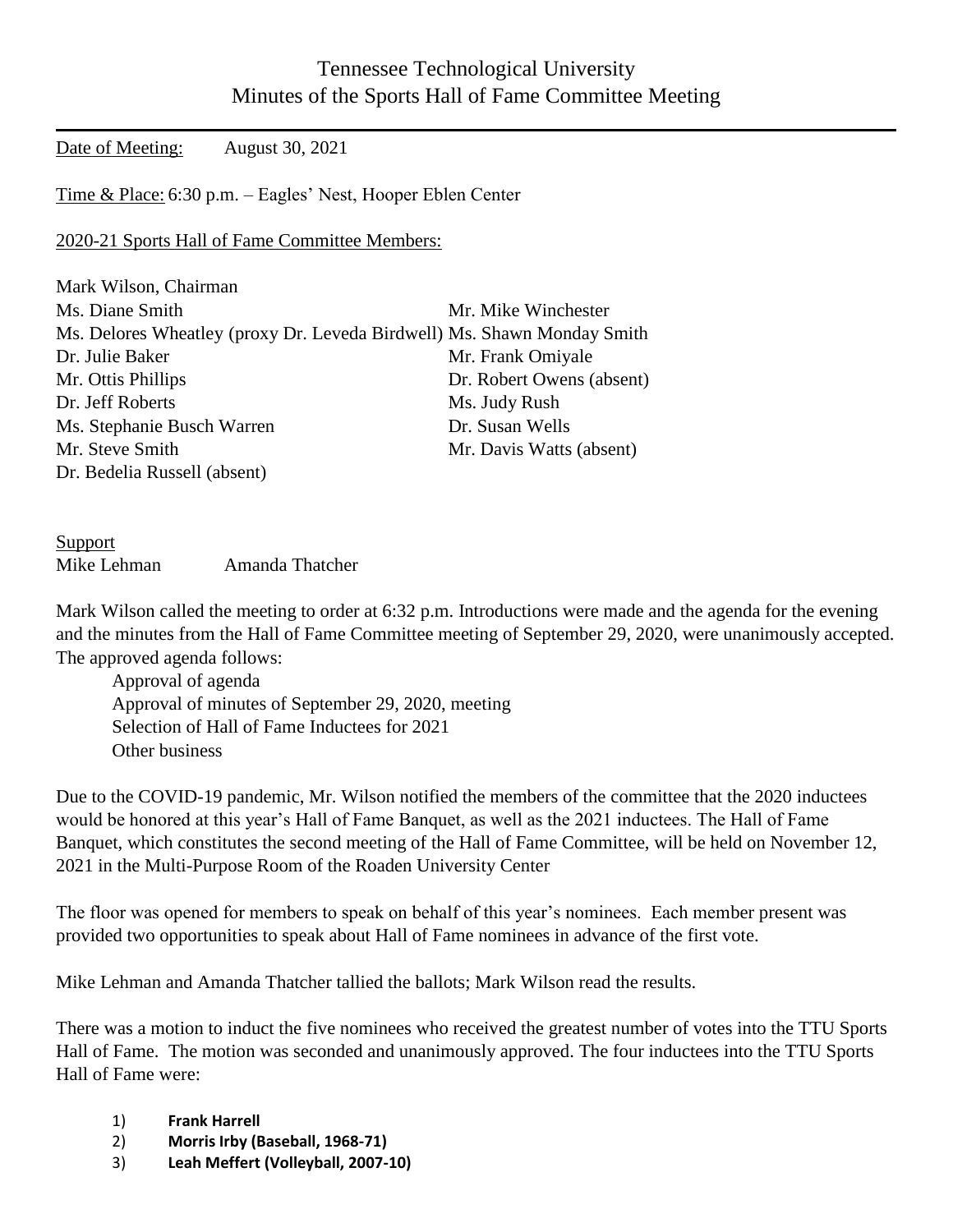# Tennessee Technological University
## Minutes of the Sports Hall of Fame Committee Meeting

Date of Meeting: August 30, 2021

Time & Place: 6:30 p.m. – Eagles' Nest, Hooper Eblen Center

2020-21 Sports Hall of Fame Committee Members:

Mark Wilson, Chairman

| | |
|---|---|
| Ms. Diane Smith | Mr. Mike Winchester |
| Ms. Delores Wheatley (proxy Dr. Leveda Birdwell) | Ms. Shawn Monday Smith |
| Dr. Julie Baker | Mr. Frank Omiyale |
| Mr. Ottis Phillips | Dr. Robert Owens (absent) |
| Dr. Jeff Roberts | Ms. Judy Rush |
| Ms. Stephanie Busch Warren | Dr. Susan Wells |
| Mr. Steve Smith | Mr. Davis Watts (absent) |
| Dr. Bedelia Russell (absent) | |

Support

Mike Lehman    Amanda Thatcher

Mark Wilson called the meeting to order at 6:32 p.m. Introductions were made and the agenda for the evening and the minutes from the Hall of Fame Committee meeting of September 29, 2020, were unanimously accepted. The approved agenda follows:

Approval of agenda
Approval of minutes of September 29, 2020, meeting
Selection of Hall of Fame Inductees for 2021
Other business

Due to the COVID-19 pandemic, Mr. Wilson notified the members of the committee that the 2020 inductees would be honored at this year's Hall of Fame Banquet, as well as the 2021 inductees. The Hall of Fame Banquet, which constitutes the second meeting of the Hall of Fame Committee, will be held on November 12, 2021 in the Multi-Purpose Room of the Roaden University Center

The floor was opened for members to speak on behalf of this year's nominees. Each member present was provided two opportunities to speak about Hall of Fame nominees in advance of the first vote.

Mike Lehman and Amanda Thatcher tallied the ballots; Mark Wilson read the results.

There was a motion to induct the five nominees who received the greatest number of votes into the TTU Sports Hall of Fame. The motion was seconded and unanimously approved. The four inductees into the TTU Sports Hall of Fame were:

1) **Frank Harrell**
2) **Morris Irby (Baseball, 1968-71)**
3) **Leah Meffert (Volleyball, 2007-10)**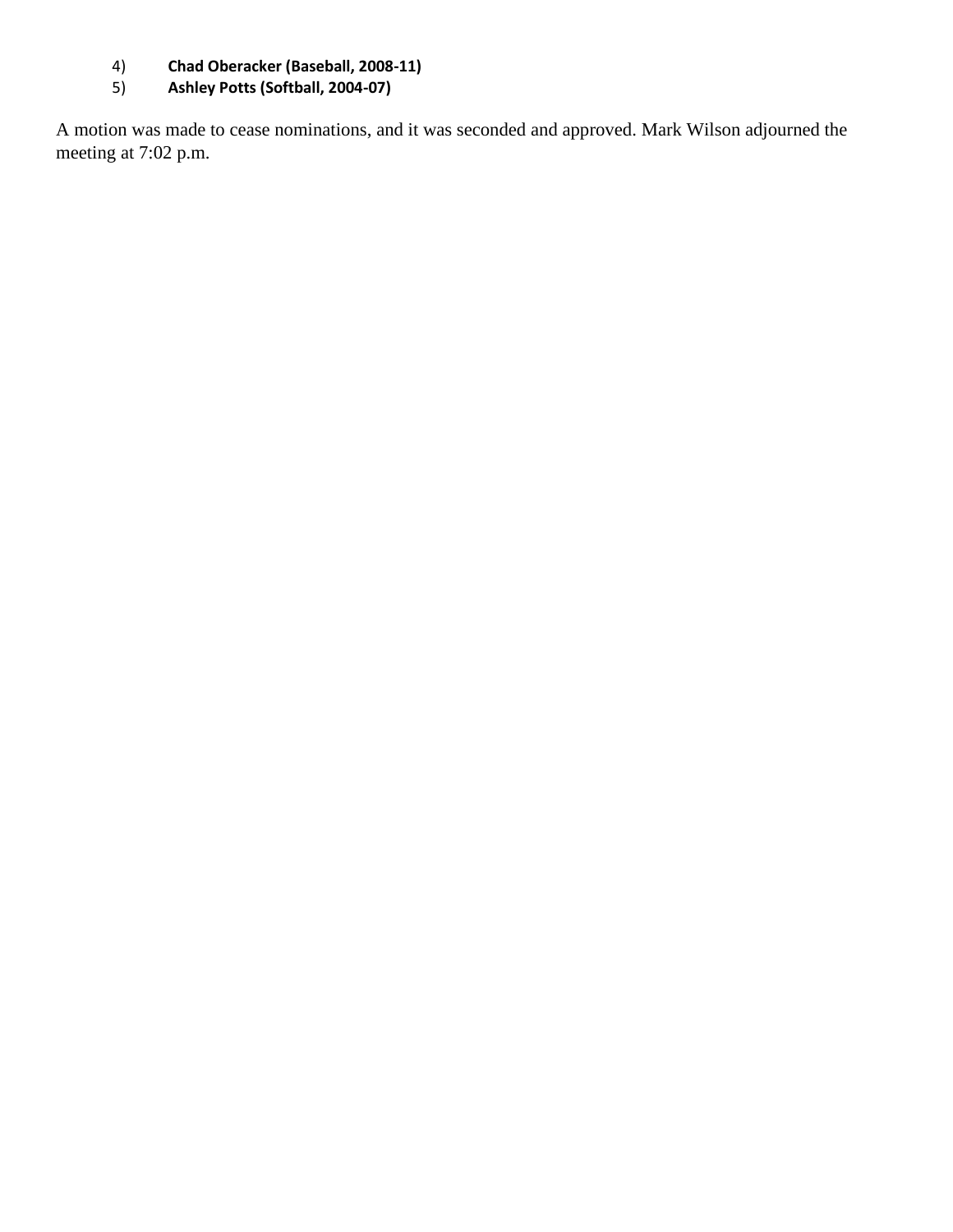4) **Chad Oberacker (Baseball, 2008-11)**
5) **Ashley Potts (Softball, 2004-07)**

A motion was made to cease nominations, and it was seconded and approved. Mark Wilson adjourned the meeting at 7:02 p.m.